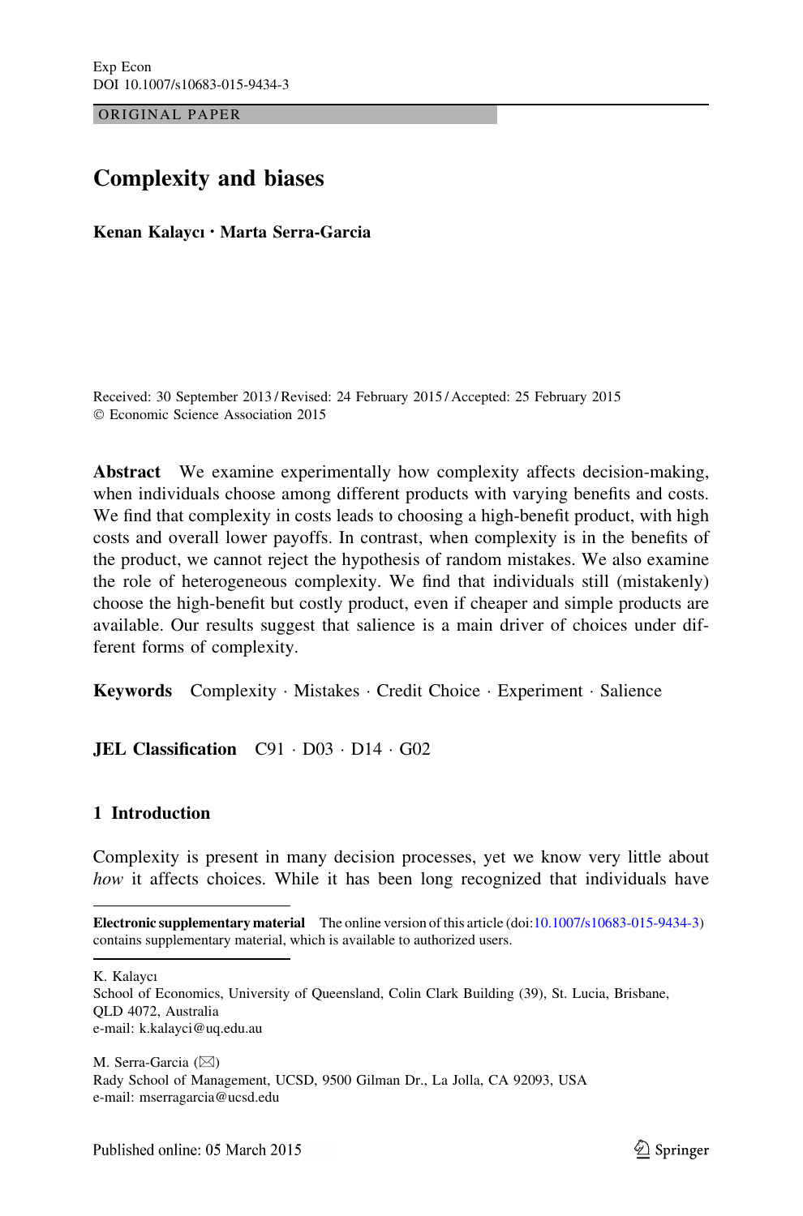ORIGINAL PAPER

# Complexity and biases

**Kenan Kalaycı · Marta Serra-Garcia**

Received: 30 September 2013 / Revised: 24 February 2015 / Accepted: 25 February 2015
© Economic Science Association 2015

**Abstract** We examine experimentally how complexity affects decision-making, when individuals choose among different products with varying benefits and costs. We find that complexity in costs leads to choosing a high-benefit product, with high costs and overall lower payoffs. In contrast, when complexity is in the benefits of the product, we cannot reject the hypothesis of random mistakes. We also examine the role of heterogeneous complexity. We find that individuals still (mistakenly) choose the high-benefit but costly product, even if cheaper and simple products are available. Our results suggest that salience is a main driver of choices under different forms of complexity.

**Keywords** Complexity · Mistakes · Credit Choice · Experiment · Salience

**JEL Classification** C91 · D03 · D14 · G02

## 1 Introduction

Complexity is present in many decision processes, yet we know very little about *how* it affects choices. While it has been long recognized that individuals have

---

**Electronic supplementary material** The online version of this article (doi:10.1007/s10683-015-9434-3) contains supplementary material, which is available to authorized users.

K. Kalaycı
School of Economics, University of Queensland, Colin Clark Building (39), St. Lucia, Brisbane, QLD 4072, Australia
e-mail: k.kalayci@uq.edu.au

M. Serra-Garcia (✉)
Rady School of Management, UCSD, 9500 Gilman Dr., La Jolla, CA 92093, USA
e-mail: mserragarcia@ucsd.edu

Published online: 05 March 2015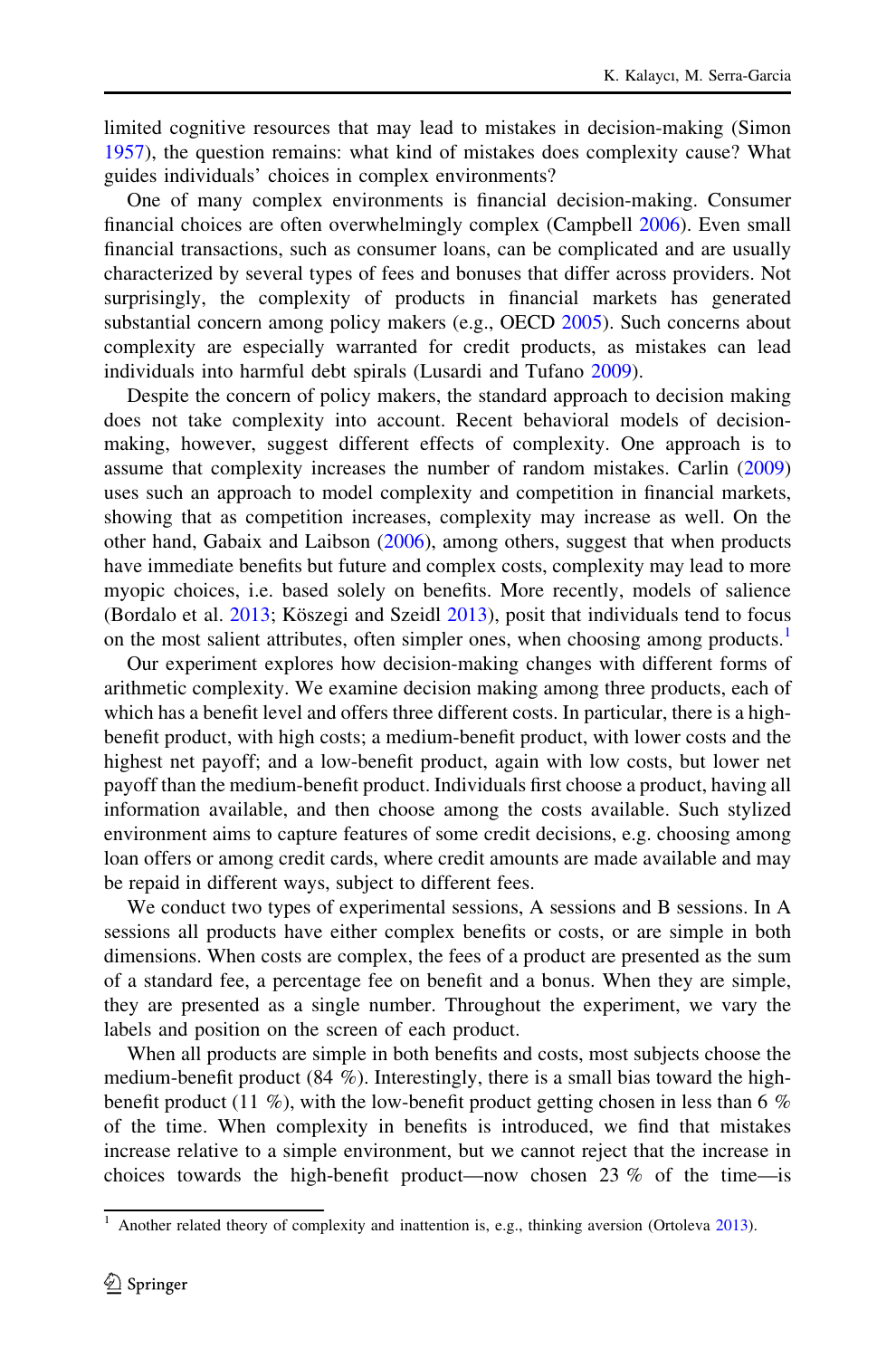limited cognitive resources that may lead to mistakes in decision-making (Simon 1957), the question remains: what kind of mistakes does complexity cause? What guides individuals' choices in complex environments?

One of many complex environments is financial decision-making. Consumer financial choices are often overwhelmingly complex (Campbell 2006). Even small financial transactions, such as consumer loans, can be complicated and are usually characterized by several types of fees and bonuses that differ across providers. Not surprisingly, the complexity of products in financial markets has generated substantial concern among policy makers (e.g., OECD 2005). Such concerns about complexity are especially warranted for credit products, as mistakes can lead individuals into harmful debt spirals (Lusardi and Tufano 2009).

Despite the concern of policy makers, the standard approach to decision making does not take complexity into account. Recent behavioral models of decision-making, however, suggest different effects of complexity. One approach is to assume that complexity increases the number of random mistakes. Carlin (2009) uses such an approach to model complexity and competition in financial markets, showing that as competition increases, complexity may increase as well. On the other hand, Gabaix and Laibson (2006), among others, suggest that when products have immediate benefits but future and complex costs, complexity may lead to more myopic choices, i.e. based solely on benefits. More recently, models of salience (Bordalo et al. 2013; Köszegi and Szeidl 2013), posit that individuals tend to focus on the most salient attributes, often simpler ones, when choosing among products.[1]

Our experiment explores how decision-making changes with different forms of arithmetic complexity. We examine decision making among three products, each of which has a benefit level and offers three different costs. In particular, there is a high-benefit product, with high costs; a medium-benefit product, with lower costs and the highest net payoff; and a low-benefit product, again with low costs, but lower net payoff than the medium-benefit product. Individuals first choose a product, having all information available, and then choose among the costs available. Such stylized environment aims to capture features of some credit decisions, e.g. choosing among loan offers or among credit cards, where credit amounts are made available and may be repaid in different ways, subject to different fees.

We conduct two types of experimental sessions, A sessions and B sessions. In A sessions all products have either complex benefits or costs, or are simple in both dimensions. When costs are complex, the fees of a product are presented as the sum of a standard fee, a percentage fee on benefit and a bonus. When they are simple, they are presented as a single number. Throughout the experiment, we vary the labels and position on the screen of each product.

When all products are simple in both benefits and costs, most subjects choose the medium-benefit product (84 %). Interestingly, there is a small bias toward the high-benefit product (11 %), with the low-benefit product getting chosen in less than 6 % of the time. When complexity in benefits is introduced, we find that mistakes increase relative to a simple environment, but we cannot reject that the increase in choices towards the high-benefit product—now chosen 23 % of the time—is

[1] Another related theory of complexity and inattention is, e.g., thinking aversion (Ortoleva 2013).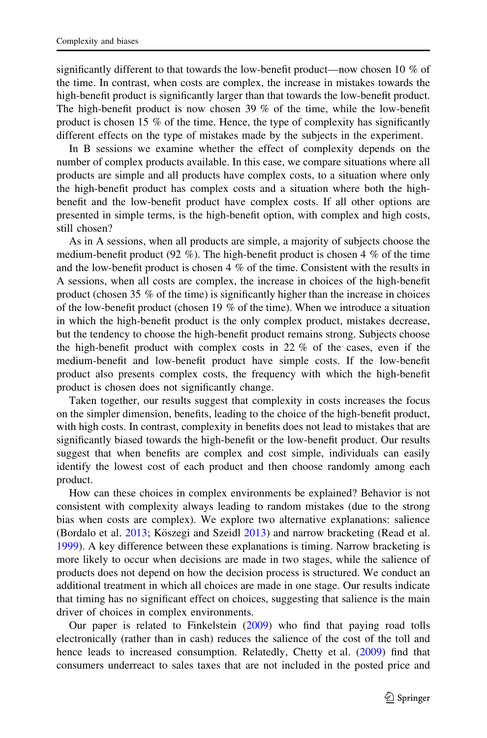significantly different to that towards the low-benefit product—now chosen 10 % of the time. In contrast, when costs are complex, the increase in mistakes towards the high-benefit product is significantly larger than that towards the low-benefit product. The high-benefit product is now chosen 39 % of the time, while the low-benefit product is chosen 15 % of the time. Hence, the type of complexity has significantly different effects on the type of mistakes made by the subjects in the experiment.

In B sessions we examine whether the effect of complexity depends on the number of complex products available. In this case, we compare situations where all products are simple and all products have complex costs, to a situation where only the high-benefit product has complex costs and a situation where both the high-benefit and the low-benefit product have complex costs. If all other options are presented in simple terms, is the high-benefit option, with complex and high costs, still chosen?

As in A sessions, when all products are simple, a majority of subjects choose the medium-benefit product (92 %). The high-benefit product is chosen 4 % of the time and the low-benefit product is chosen 4 % of the time. Consistent with the results in A sessions, when all costs are complex, the increase in choices of the high-benefit product (chosen 35 % of the time) is significantly higher than the increase in choices of the low-benefit product (chosen 19 % of the time). When we introduce a situation in which the high-benefit product is the only complex product, mistakes decrease, but the tendency to choose the high-benefit product remains strong. Subjects choose the high-benefit product with complex costs in 22 % of the cases, even if the medium-benefit and low-benefit product have simple costs. If the low-benefit product also presents complex costs, the frequency with which the high-benefit product is chosen does not significantly change.

Taken together, our results suggest that complexity in costs increases the focus on the simpler dimension, benefits, leading to the choice of the high-benefit product, with high costs. In contrast, complexity in benefits does not lead to mistakes that are significantly biased towards the high-benefit or the low-benefit product. Our results suggest that when benefits are complex and cost simple, individuals can easily identify the lowest cost of each product and then choose randomly among each product.

How can these choices in complex environments be explained? Behavior is not consistent with complexity always leading to random mistakes (due to the strong bias when costs are complex). We explore two alternative explanations: salience (Bordalo et al. 2013; Kőszegi and Szeidl 2013) and narrow bracketing (Read et al. 1999). A key difference between these explanations is timing. Narrow bracketing is more likely to occur when decisions are made in two stages, while the salience of products does not depend on how the decision process is structured. We conduct an additional treatment in which all choices are made in one stage. Our results indicate that timing has no significant effect on choices, suggesting that salience is the main driver of choices in complex environments.

Our paper is related to Finkelstein (2009) who find that paying road tolls electronically (rather than in cash) reduces the salience of the cost of the toll and hence leads to increased consumption. Relatedly, Chetty et al. (2009) find that consumers underreact to sales taxes that are not included in the posted price and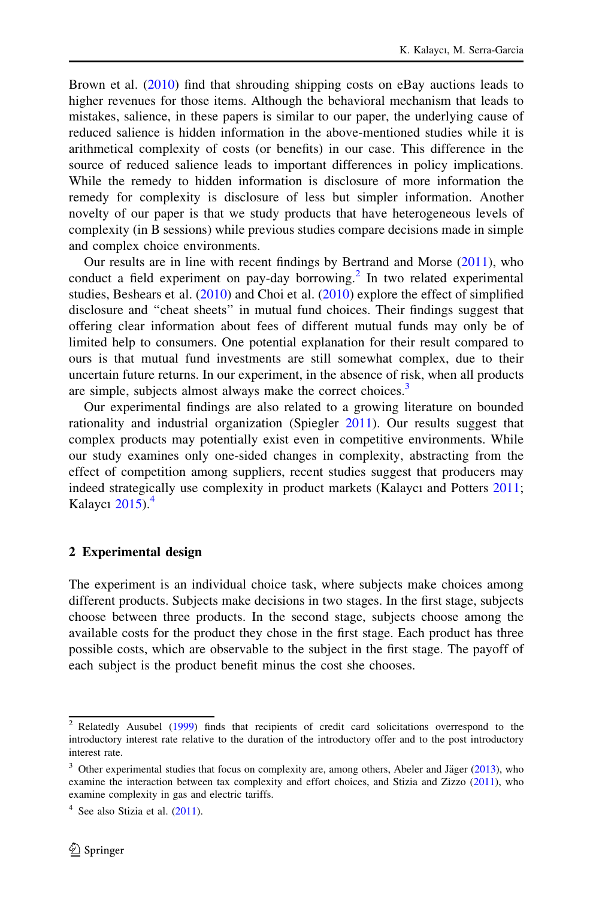Brown et al. (2010) find that shrouding shipping costs on eBay auctions leads to higher revenues for those items. Although the behavioral mechanism that leads to mistakes, salience, in these papers is similar to our paper, the underlying cause of reduced salience is hidden information in the above-mentioned studies while it is arithmetical complexity of costs (or benefits) in our case. This difference in the source of reduced salience leads to important differences in policy implications. While the remedy to hidden information is disclosure of more information the remedy for complexity is disclosure of less but simpler information. Another novelty of our paper is that we study products that have heterogeneous levels of complexity (in B sessions) while previous studies compare decisions made in simple and complex choice environments.

Our results are in line with recent findings by Bertrand and Morse (2011), who conduct a field experiment on pay-day borrowing.[2] In two related experimental studies, Beshears et al. (2010) and Choi et al. (2010) explore the effect of simplified disclosure and "cheat sheets" in mutual fund choices. Their findings suggest that offering clear information about fees of different mutual funds may only be of limited help to consumers. One potential explanation for their result compared to ours is that mutual fund investments are still somewhat complex, due to their uncertain future returns. In our experiment, in the absence of risk, when all products are simple, subjects almost always make the correct choices.[3]

Our experimental findings are also related to a growing literature on bounded rationality and industrial organization (Spiegler 2011). Our results suggest that complex products may potentially exist even in competitive environments. While our study examines only one-sided changes in complexity, abstracting from the effect of competition among suppliers, recent studies suggest that producers may indeed strategically use complexity in product markets (Kalaycı and Potters 2011; Kalaycı 2015).[4]

## 2 Experimental design

The experiment is an individual choice task, where subjects make choices among different products. Subjects make decisions in two stages. In the first stage, subjects choose between three products. In the second stage, subjects choose among the available costs for the product they chose in the first stage. Each product has three possible costs, which are observable to the subject in the first stage. The payoff of each subject is the product benefit minus the cost she chooses.

---

[2] Relatedly Ausubel (1999) finds that recipients of credit card solicitations overrespond to the introductory interest rate relative to the duration of the introductory offer and to the post introductory interest rate.

[3] Other experimental studies that focus on complexity are, among others, Abeler and Jäger (2013), who examine the interaction between tax complexity and effort choices, and Stizia and Zizzo (2011), who examine complexity in gas and electric tariffs.

[4] See also Stizia et al. (2011).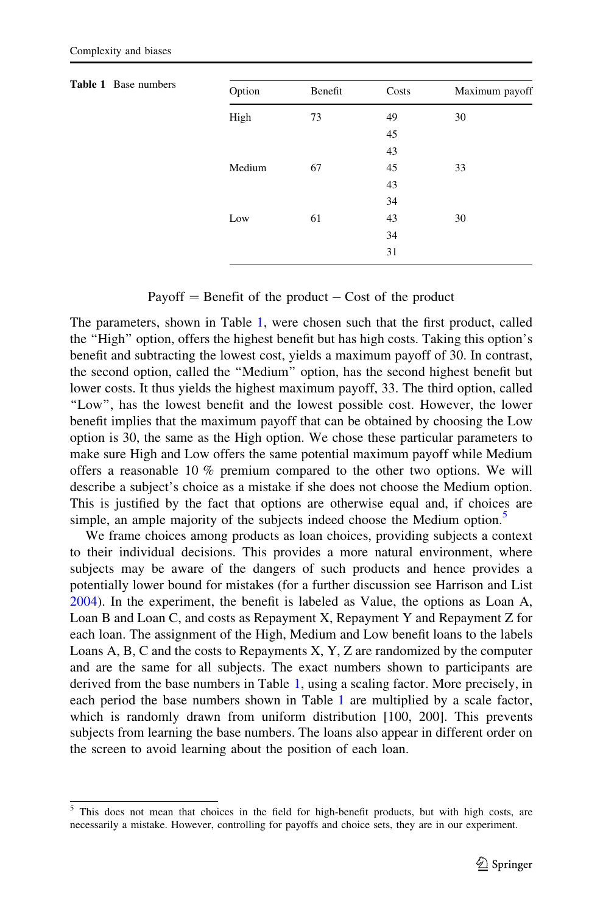**Table 1** Base numbers

| Option | Benefit | Costs | Maximum payoff |
|---|---|---|---|
| High | 73 | 49 | 30 |
| | | 45 | |
| | | 43 | |
| Medium | 67 | 45 | 33 |
| | | 43 | |
| | | 34 | |
| Low | 61 | 43 | 30 |
| | | 34 | |
| | | 31 | |

$$\text{Payoff} = \text{Benefit of the product} - \text{Cost of the product}$$

The parameters, shown in Table 1, were chosen such that the first product, called the "High" option, offers the highest benefit but has high costs. Taking this option's benefit and subtracting the lowest cost, yields a maximum payoff of 30. In contrast, the second option, called the "Medium" option, has the second highest benefit but lower costs. It thus yields the highest maximum payoff, 33. The third option, called "Low", has the lowest benefit and the lowest possible cost. However, the lower benefit implies that the maximum payoff that can be obtained by choosing the Low option is 30, the same as the High option. We chose these particular parameters to make sure High and Low offers the same potential maximum payoff while Medium offers a reasonable 10 % premium compared to the other two options. We will describe a subject's choice as a mistake if she does not choose the Medium option. This is justified by the fact that options are otherwise equal and, if choices are simple, an ample majority of the subjects indeed choose the Medium option.[5]

We frame choices among products as loan choices, providing subjects a context to their individual decisions. This provides a more natural environment, where subjects may be aware of the dangers of such products and hence provides a potentially lower bound for mistakes (for a further discussion see Harrison and List 2004). In the experiment, the benefit is labeled as Value, the options as Loan A, Loan B and Loan C, and costs as Repayment X, Repayment Y and Repayment Z for each loan. The assignment of the High, Medium and Low benefit loans to the labels Loans A, B, C and the costs to Repayments X, Y, Z are randomized by the computer and are the same for all subjects. The exact numbers shown to participants are derived from the base numbers in Table 1, using a scaling factor. More precisely, in each period the base numbers shown in Table 1 are multiplied by a scale factor, which is randomly drawn from uniform distribution [100, 200]. This prevents subjects from learning the base numbers. The loans also appear in different order on the screen to avoid learning about the position of each loan.

---

[5] This does not mean that choices in the field for high-benefit products, but with high costs, are necessarily a mistake. However, controlling for payoffs and choice sets, they are in our experiment.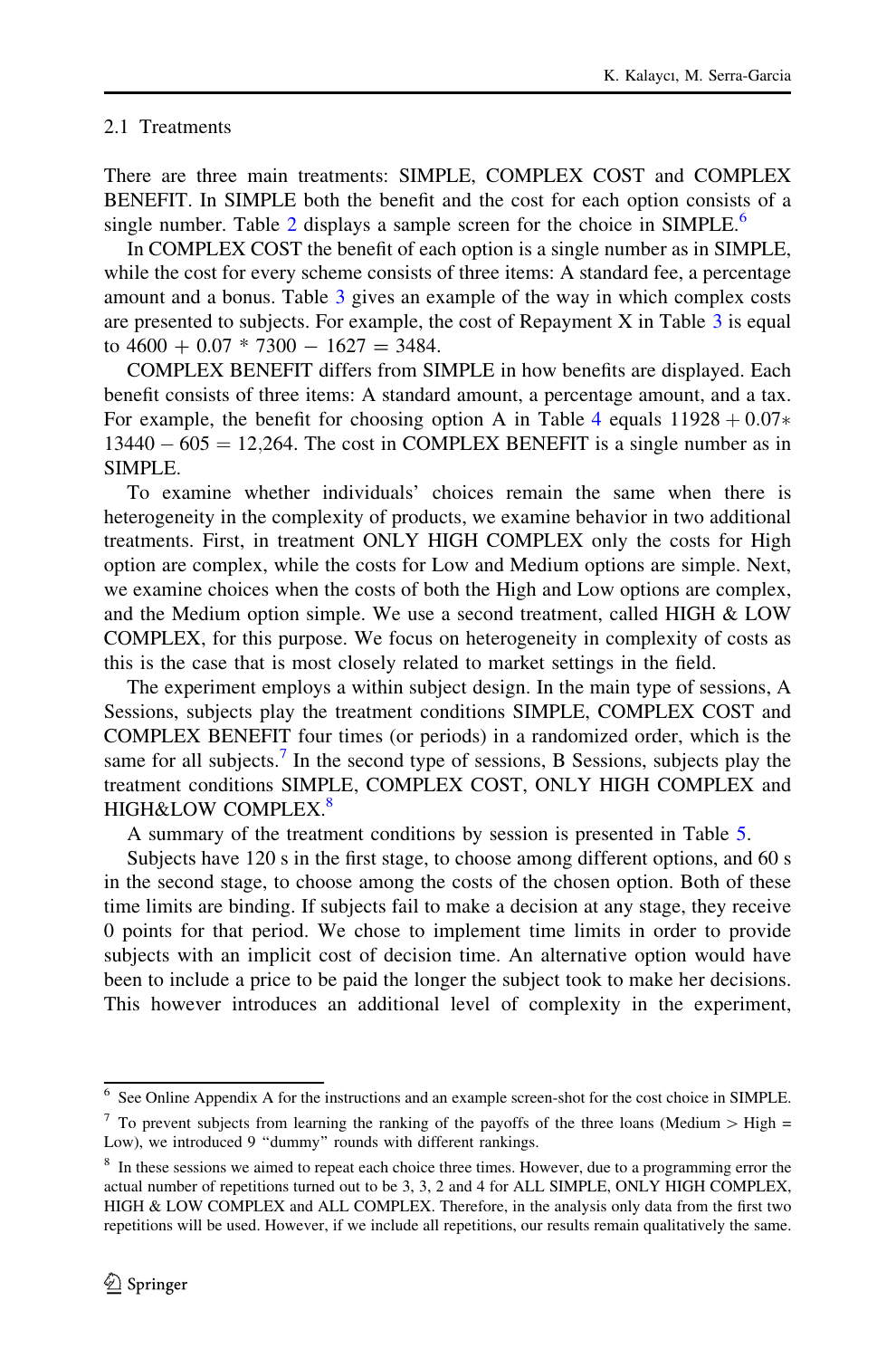### 2.1 Treatments

There are three main treatments: SIMPLE, COMPLEX COST and COMPLEX BENEFIT. In SIMPLE both the benefit and the cost for each option consists of a single number. Table 2 displays a sample screen for the choice in SIMPLE.[6]

In COMPLEX COST the benefit of each option is a single number as in SIMPLE, while the cost for every scheme consists of three items: A standard fee, a percentage amount and a bonus. Table 3 gives an example of the way in which complex costs are presented to subjects. For example, the cost of Repayment X in Table 3 is equal to $4600 + 0.07 * 7300 - 1627 = 3484$.

COMPLEX BENEFIT differs from SIMPLE in how benefits are displayed. Each benefit consists of three items: A standard amount, a percentage amount, and a tax. For example, the benefit for choosing option A in Table 4 equals $11928 + 0.07 * 13440 - 605 = 12{,}264$. The cost in COMPLEX BENEFIT is a single number as in SIMPLE.

To examine whether individuals' choices remain the same when there is heterogeneity in the complexity of products, we examine behavior in two additional treatments. First, in treatment ONLY HIGH COMPLEX only the costs for High option are complex, while the costs for Low and Medium options are simple. Next, we examine choices when the costs of both the High and Low options are complex, and the Medium option simple. We use a second treatment, called HIGH & LOW COMPLEX, for this purpose. We focus on heterogeneity in complexity of costs as this is the case that is most closely related to market settings in the field.

The experiment employs a within subject design. In the main type of sessions, A Sessions, subjects play the treatment conditions SIMPLE, COMPLEX COST and COMPLEX BENEFIT four times (or periods) in a randomized order, which is the same for all subjects.[7] In the second type of sessions, B Sessions, subjects play the treatment conditions SIMPLE, COMPLEX COST, ONLY HIGH COMPLEX and HIGH&LOW COMPLEX.[8]

A summary of the treatment conditions by session is presented in Table 5.

Subjects have 120 s in the first stage, to choose among different options, and 60 s in the second stage, to choose among the costs of the chosen option. Both of these time limits are binding. If subjects fail to make a decision at any stage, they receive 0 points for that period. We chose to implement time limits in order to provide subjects with an implicit cost of decision time. An alternative option would have been to include a price to be paid the longer the subject took to make her decisions. This however introduces an additional level of complexity in the experiment,

---

[6] See Online Appendix A for the instructions and an example screen-shot for the cost choice in SIMPLE.

[7] To prevent subjects from learning the ranking of the payoffs of the three loans (Medium > High = Low), we introduced 9 "dummy" rounds with different rankings.

[8] In these sessions we aimed to repeat each choice three times. However, due to a programming error the actual number of repetitions turned out to be 3, 3, 2 and 4 for ALL SIMPLE, ONLY HIGH COMPLEX, HIGH & LOW COMPLEX and ALL COMPLEX. Therefore, in the analysis only data from the first two repetitions will be used. However, if we include all repetitions, our results remain qualitatively the same.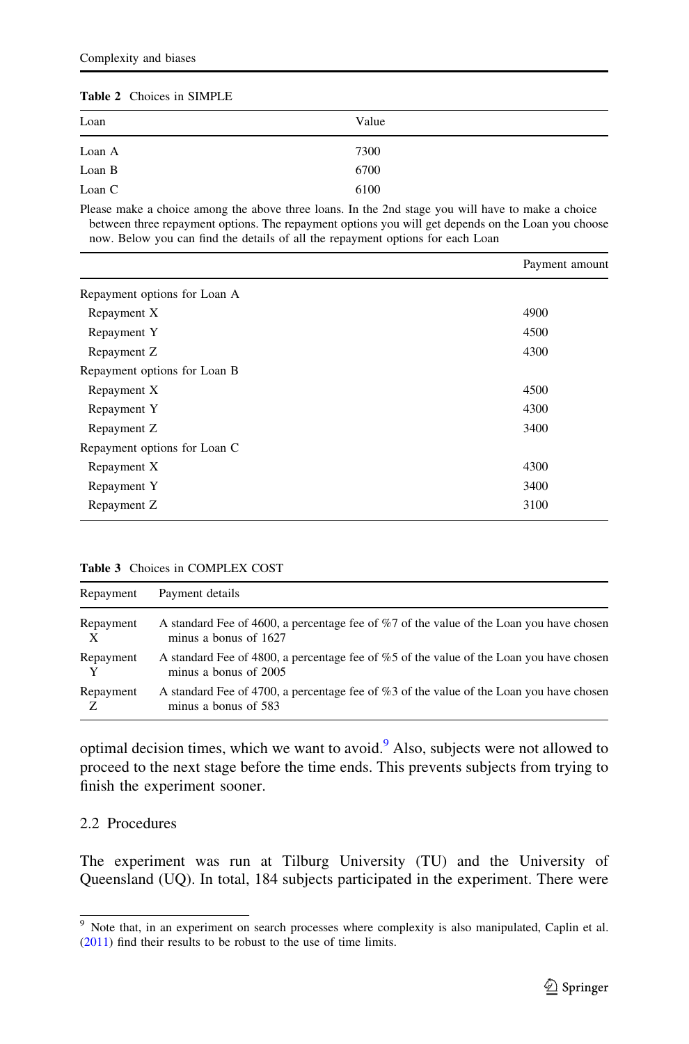**Table 2** Choices in SIMPLE

| Loan | Value |
|---|---|
| Loan A | 7300 |
| Loan B | 6700 |
| Loan C | 6100 |

Please make a choice among the above three loans. In the 2nd stage you will have to make a choice between three repayment options. The repayment options you will get depends on the Loan you choose now. Below you can find the details of all the repayment options for each Loan

| | Payment amount |
|---|---|
| Repayment options for Loan A | |
| Repayment X | 4900 |
| Repayment Y | 4500 |
| Repayment Z | 4300 |
| Repayment options for Loan B | |
| Repayment X | 4500 |
| Repayment Y | 4300 |
| Repayment Z | 3400 |
| Repayment options for Loan C | |
| Repayment X | 4300 |
| Repayment Y | 3400 |
| Repayment Z | 3100 |

**Table 3** Choices in COMPLEX COST

| Repayment | Payment details |
|---|---|
| Repayment X | A standard Fee of 4600, a percentage fee of %7 of the value of the Loan you have chosen minus a bonus of 1627 |
| Repayment Y | A standard Fee of 4800, a percentage fee of %5 of the value of the Loan you have chosen minus a bonus of 2005 |
| Repayment Z | A standard Fee of 4700, a percentage fee of %3 of the value of the Loan you have chosen minus a bonus of 583 |

optimal decision times, which we want to avoid.[9] Also, subjects were not allowed to proceed to the next stage before the time ends. This prevents subjects from trying to finish the experiment sooner.

### 2.2 Procedures

The experiment was run at Tilburg University (TU) and the University of Queensland (UQ). In total, 184 subjects participated in the experiment. There were

[9] Note that, in an experiment on search processes where complexity is also manipulated, Caplin et al. (2011) find their results to be robust to the use of time limits.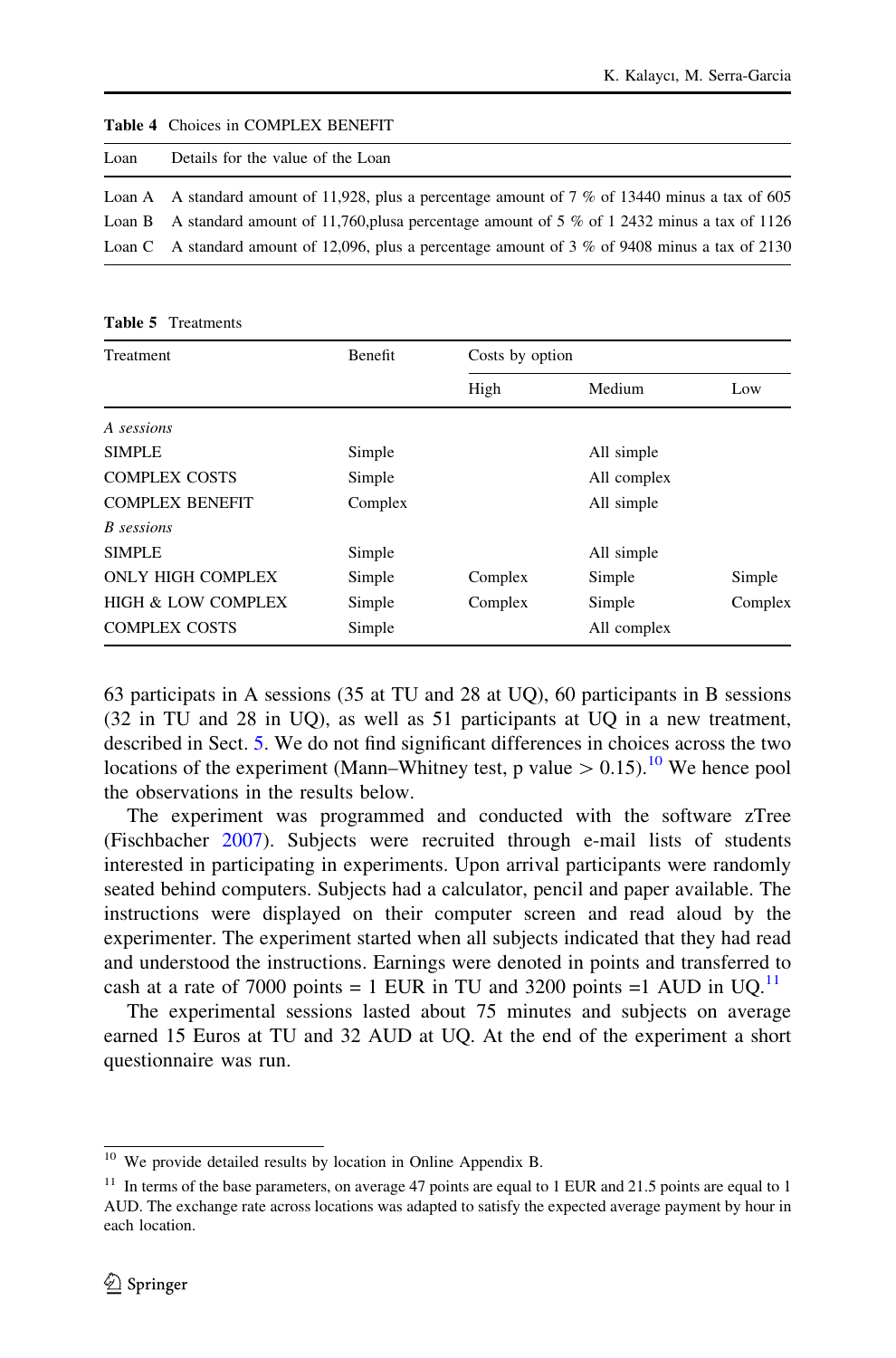**Table 4** Choices in COMPLEX BENEFIT

| Loan | Details for the value of the Loan |
|---|---|
| Loan A | A standard amount of 11,928, plus a percentage amount of 7 % of 13440 minus a tax of 605 |
| Loan B | A standard amount of 11,760,plusa percentage amount of 5 % of 1 2432 minus a tax of 1126 |
| Loan C | A standard amount of 12,096, plus a percentage amount of 3 % of 9408 minus a tax of 2130 |

**Table 5** Treatments

| Treatment | Benefit | Costs by option | | |
|---|---|---|---|---|
| | | High | Medium | Low |
| *A sessions* | | | | |
| SIMPLE | Simple | | All simple | |
| COMPLEX COSTS | Simple | | All complex | |
| COMPLEX BENEFIT | Complex | | All simple | |
| *B sessions* | | | | |
| SIMPLE | Simple | | All simple | |
| ONLY HIGH COMPLEX | Simple | Complex | Simple | Simple |
| HIGH & LOW COMPLEX | Simple | Complex | Simple | Complex |
| COMPLEX COSTS | Simple | | All complex | |

63 participats in A sessions (35 at TU and 28 at UQ), 60 participants in B sessions (32 in TU and 28 in UQ), as well as 51 participants at UQ in a new treatment, described in Sect. 5. We do not find significant differences in choices across the two locations of the experiment (Mann–Whitney test, p value $> 0.15$).[10] We hence pool the observations in the results below.

The experiment was programmed and conducted with the software zTree (Fischbacher 2007). Subjects were recruited through e-mail lists of students interested in participating in experiments. Upon arrival participants were randomly seated behind computers. Subjects had a calculator, pencil and paper available. The instructions were displayed on their computer screen and read aloud by the experimenter. The experiment started when all subjects indicated that they had read and understood the instructions. Earnings were denoted in points and transferred to cash at a rate of 7000 points = 1 EUR in TU and 3200 points =1 AUD in UQ.[11]

The experimental sessions lasted about 75 minutes and subjects on average earned 15 Euros at TU and 32 AUD at UQ. At the end of the experiment a short questionnaire was run.

---

[10] We provide detailed results by location in Online Appendix B.

[11] In terms of the base parameters, on average 47 points are equal to 1 EUR and 21.5 points are equal to 1 AUD. The exchange rate across locations was adapted to satisfy the expected average payment by hour in each location.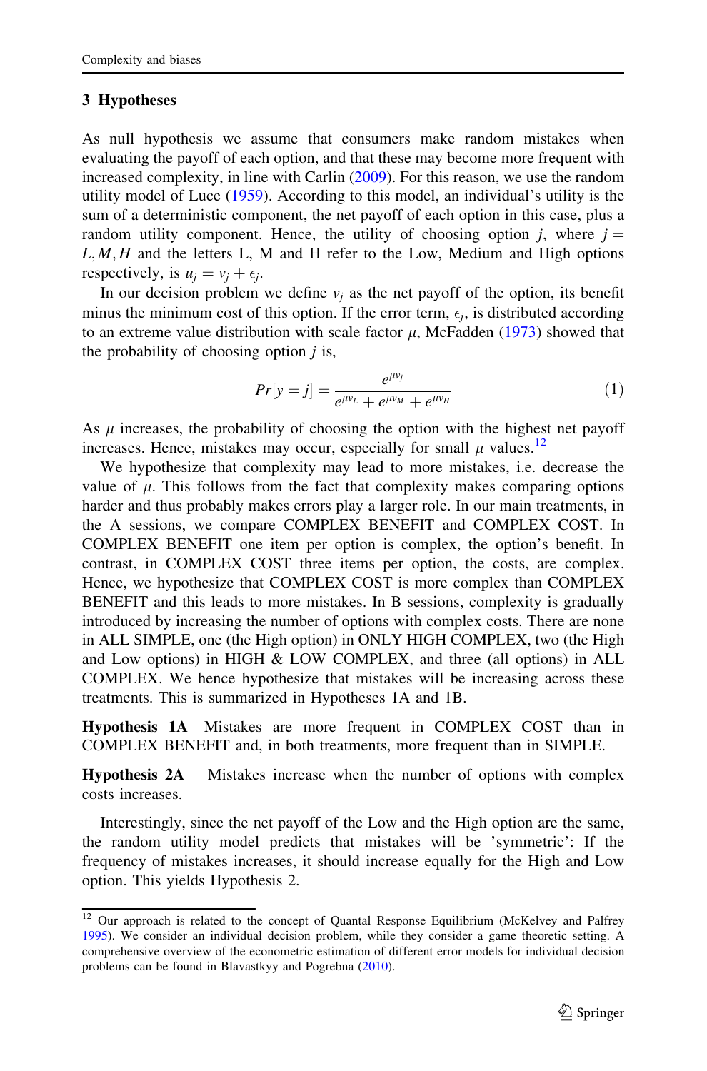## 3 Hypotheses

As null hypothesis we assume that consumers make random mistakes when evaluating the payoff of each option, and that these may become more frequent with increased complexity, in line with Carlin (2009). For this reason, we use the random utility model of Luce (1959). According to this model, an individual's utility is the sum of a deterministic component, the net payoff of each option in this case, plus a random utility component. Hence, the utility of choosing option $j$, where $j = L, M, H$ and the letters L, M and H refer to the Low, Medium and High options respectively, is $u_j = v_j + \epsilon_j$.

In our decision problem we define $v_j$ as the net payoff of the option, its benefit minus the minimum cost of this option. If the error term, $\epsilon_j$, is distributed according to an extreme value distribution with scale factor $\mu$, McFadden (1973) showed that the probability of choosing option $j$ is,

$$Pr[y = j] = \frac{e^{\mu v_j}}{e^{\mu v_L} + e^{\mu v_M} + e^{\mu v_H}} \tag{1}$$

As $\mu$ increases, the probability of choosing the option with the highest net payoff increases. Hence, mistakes may occur, especially for small $\mu$ values.[12]

We hypothesize that complexity may lead to more mistakes, i.e. decrease the value of $\mu$. This follows from the fact that complexity makes comparing options harder and thus probably makes errors play a larger role. In our main treatments, in the A sessions, we compare COMPLEX BENEFIT and COMPLEX COST. In COMPLEX BENEFIT one item per option is complex, the option's benefit. In contrast, in COMPLEX COST three items per option, the costs, are complex. Hence, we hypothesize that COMPLEX COST is more complex than COMPLEX BENEFIT and this leads to more mistakes. In B sessions, complexity is gradually introduced by increasing the number of options with complex costs. There are none in ALL SIMPLE, one (the High option) in ONLY HIGH COMPLEX, two (the High and Low options) in HIGH & LOW COMPLEX, and three (all options) in ALL COMPLEX. We hence hypothesize that mistakes will be increasing across these treatments. This is summarized in Hypotheses 1A and 1B.

**Hypothesis 1A** Mistakes are more frequent in COMPLEX COST than in COMPLEX BENEFIT and, in both treatments, more frequent than in SIMPLE.

**Hypothesis 2A** Mistakes increase when the number of options with complex costs increases.

Interestingly, since the net payoff of the Low and the High option are the same, the random utility model predicts that mistakes will be 'symmetric': If the frequency of mistakes increases, it should increase equally for the High and Low option. This yields Hypothesis 2.

---

[12] Our approach is related to the concept of Quantal Response Equilibrium (McKelvey and Palfrey 1995). We consider an individual decision problem, while they consider a game theoretic setting. A comprehensive overview of the econometric estimation of different error models for individual decision problems can be found in Blavastkyy and Pogrebna (2010).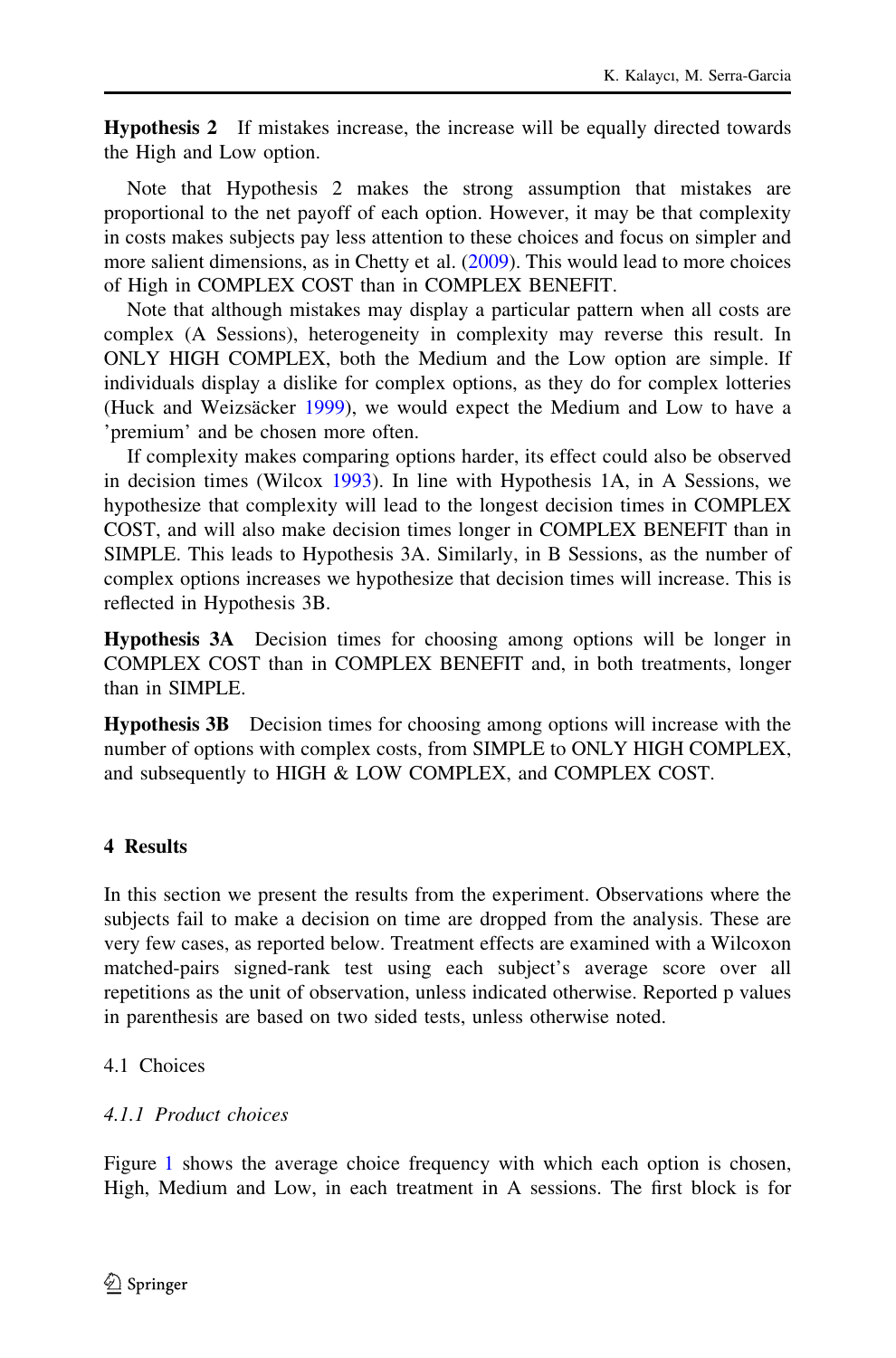**Hypothesis 2** If mistakes increase, the increase will be equally directed towards the High and Low option.

Note that Hypothesis 2 makes the strong assumption that mistakes are proportional to the net payoff of each option. However, it may be that complexity in costs makes subjects pay less attention to these choices and focus on simpler and more salient dimensions, as in Chetty et al. (2009). This would lead to more choices of High in COMPLEX COST than in COMPLEX BENEFIT.

Note that although mistakes may display a particular pattern when all costs are complex (A Sessions), heterogeneity in complexity may reverse this result. In ONLY HIGH COMPLEX, both the Medium and the Low option are simple. If individuals display a dislike for complex options, as they do for complex lotteries (Huck and Weizsäcker 1999), we would expect the Medium and Low to have a 'premium' and be chosen more often.

If complexity makes comparing options harder, its effect could also be observed in decision times (Wilcox 1993). In line with Hypothesis 1A, in A Sessions, we hypothesize that complexity will lead to the longest decision times in COMPLEX COST, and will also make decision times longer in COMPLEX BENEFIT than in SIMPLE. This leads to Hypothesis 3A. Similarly, in B Sessions, as the number of complex options increases we hypothesize that decision times will increase. This is reflected in Hypothesis 3B.

**Hypothesis 3A** Decision times for choosing among options will be longer in COMPLEX COST than in COMPLEX BENEFIT and, in both treatments, longer than in SIMPLE.

**Hypothesis 3B** Decision times for choosing among options will increase with the number of options with complex costs, from SIMPLE to ONLY HIGH COMPLEX, and subsequently to HIGH & LOW COMPLEX, and COMPLEX COST.

## 4 Results

In this section we present the results from the experiment. Observations where the subjects fail to make a decision on time are dropped from the analysis. These are very few cases, as reported below. Treatment effects are examined with a Wilcoxon matched-pairs signed-rank test using each subject's average score over all repetitions as the unit of observation, unless indicated otherwise. Reported p values in parenthesis are based on two sided tests, unless otherwise noted.

### 4.1 Choices

#### *4.1.1 Product choices*

Figure 1 shows the average choice frequency with which each option is chosen, High, Medium and Low, in each treatment in A sessions. The first block is for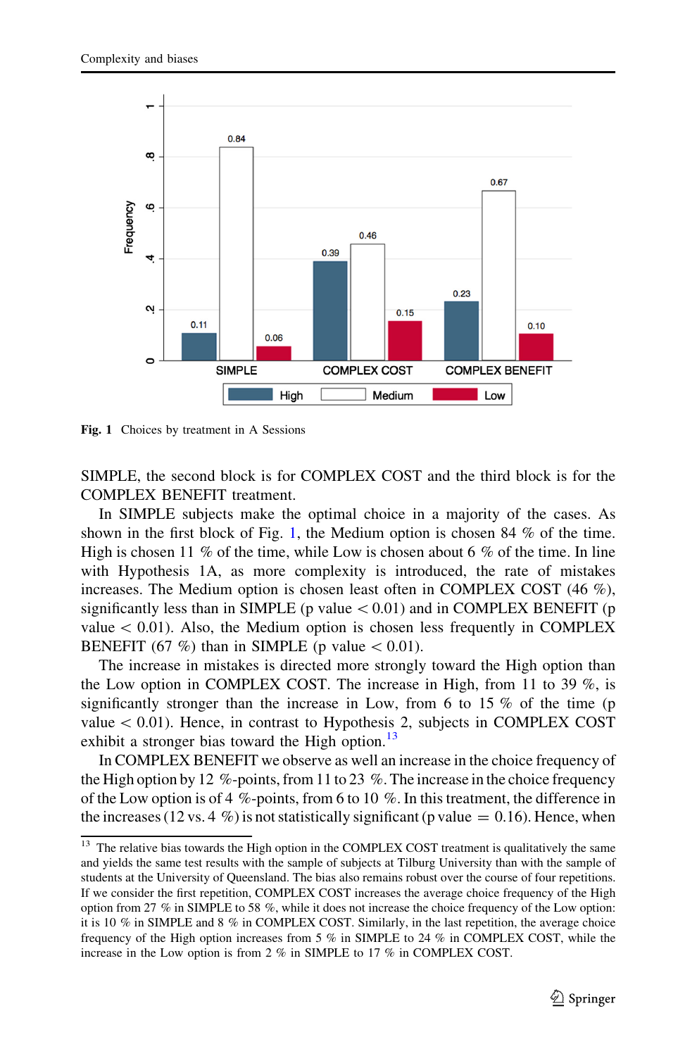Fig. 1 Choices by treatment in A Sessions

SIMPLE, the second block is for COMPLEX COST and the third block is for the COMPLEX BENEFIT treatment.

In SIMPLE subjects make the optimal choice in a majority of the cases. As shown in the first block of Fig. 1, the Medium option is chosen 84 % of the time. High is chosen 11 % of the time, while Low is chosen about 6 % of the time. In line with Hypothesis 1A, as more complexity is introduced, the rate of mistakes increases. The Medium option is chosen least often in COMPLEX COST (46 %), significantly less than in SIMPLE (p value $< 0.01$) and in COMPLEX BENEFIT (p value $< 0.01$). Also, the Medium option is chosen less frequently in COMPLEX BENEFIT (67 %) than in SIMPLE (p value $< 0.01$).

The increase in mistakes is directed more strongly toward the High option than the Low option in COMPLEX COST. The increase in High, from 11 to 39 %, is significantly stronger than the increase in Low, from 6 to 15 % of the time (p value $< 0.01$). Hence, in contrast to Hypothesis 2, subjects in COMPLEX COST exhibit a stronger bias toward the High option.[13]

In COMPLEX BENEFIT we observe as well an increase in the choice frequency of the High option by 12 %-points, from 11 to 23 %. The increase in the choice frequency of the Low option is of 4 %-points, from 6 to 10 %. In this treatment, the difference in the increases (12 vs. 4 %) is not statistically significant (p value $= 0.16$). Hence, when

[13] The relative bias towards the High option in the COMPLEX COST treatment is qualitatively the same and yields the same test results with the sample of subjects at Tilburg University than with the sample of students at the University of Queensland. The bias also remains robust over the course of four repetitions. If we consider the first repetition, COMPLEX COST increases the average choice frequency of the High option from 27 % in SIMPLE to 58 %, while it does not increase the choice frequency of the Low option: it is 10 % in SIMPLE and 8 % in COMPLEX COST. Similarly, in the last repetition, the average choice frequency of the High option increases from 5 % in SIMPLE to 24 % in COMPLEX COST, while the increase in the Low option is from 2 % in SIMPLE to 17 % in COMPLEX COST.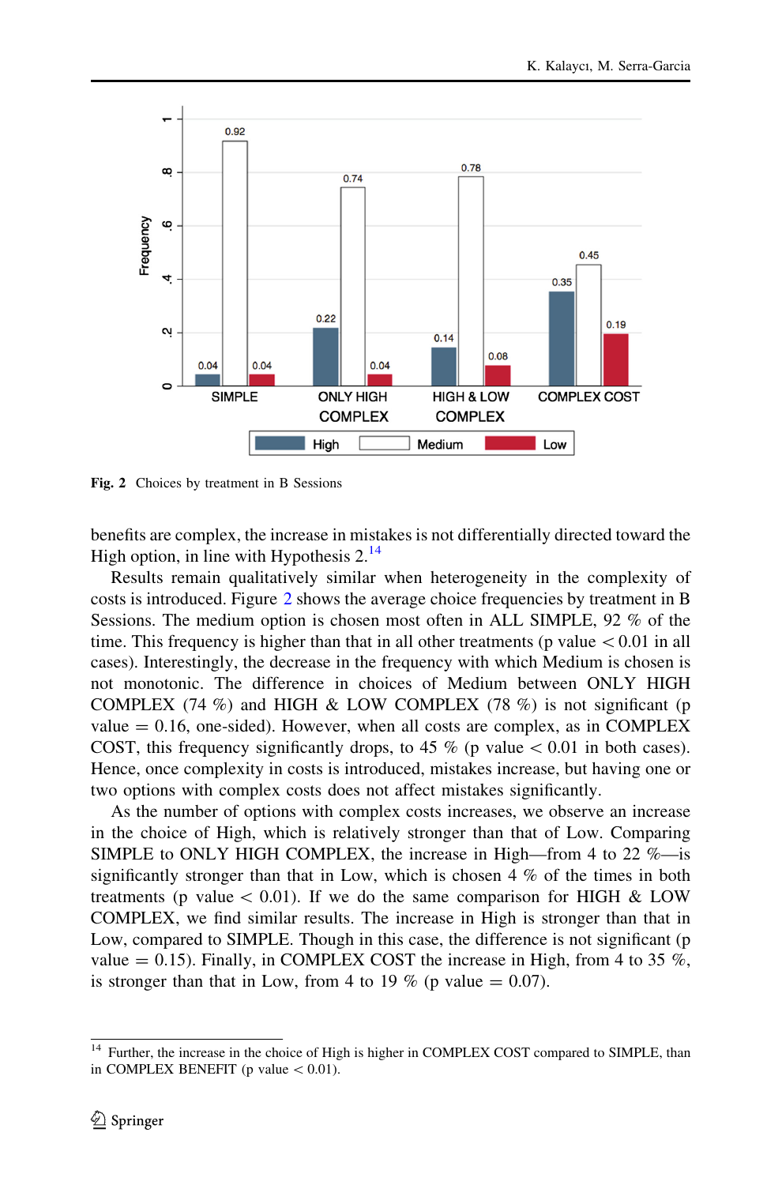Fig. 2 Choices by treatment in B Sessions

benefits are complex, the increase in mistakes is not differentially directed toward the High option, in line with Hypothesis 2.[14]

Results remain qualitatively similar when heterogeneity in the complexity of costs is introduced. Figure 2 shows the average choice frequencies by treatment in B Sessions. The medium option is chosen most often in ALL SIMPLE, 92 % of the time. This frequency is higher than that in all other treatments (p value $< 0.01$ in all cases). Interestingly, the decrease in the frequency with which Medium is chosen is not monotonic. The difference in choices of Medium between ONLY HIGH COMPLEX (74 %) and HIGH & LOW COMPLEX (78 %) is not significant (p value $= 0.16$, one-sided). However, when all costs are complex, as in COMPLEX COST, this frequency significantly drops, to 45 % (p value $< 0.01$ in both cases). Hence, once complexity in costs is introduced, mistakes increase, but having one or two options with complex costs does not affect mistakes significantly.

As the number of options with complex costs increases, we observe an increase in the choice of High, which is relatively stronger than that of Low. Comparing SIMPLE to ONLY HIGH COMPLEX, the increase in High—from 4 to 22 %—is significantly stronger than that in Low, which is chosen 4 % of the times in both treatments (p value $< 0.01$). If we do the same comparison for HIGH & LOW COMPLEX, we find similar results. The increase in High is stronger than that in Low, compared to SIMPLE. Though in this case, the difference is not significant (p value $= 0.15$). Finally, in COMPLEX COST the increase in High, from 4 to 35 %, is stronger than that in Low, from 4 to 19 % (p value $= 0.07$).

[14] Further, the increase in the choice of High is higher in COMPLEX COST compared to SIMPLE, than in COMPLEX BENEFIT (p value $< 0.01$).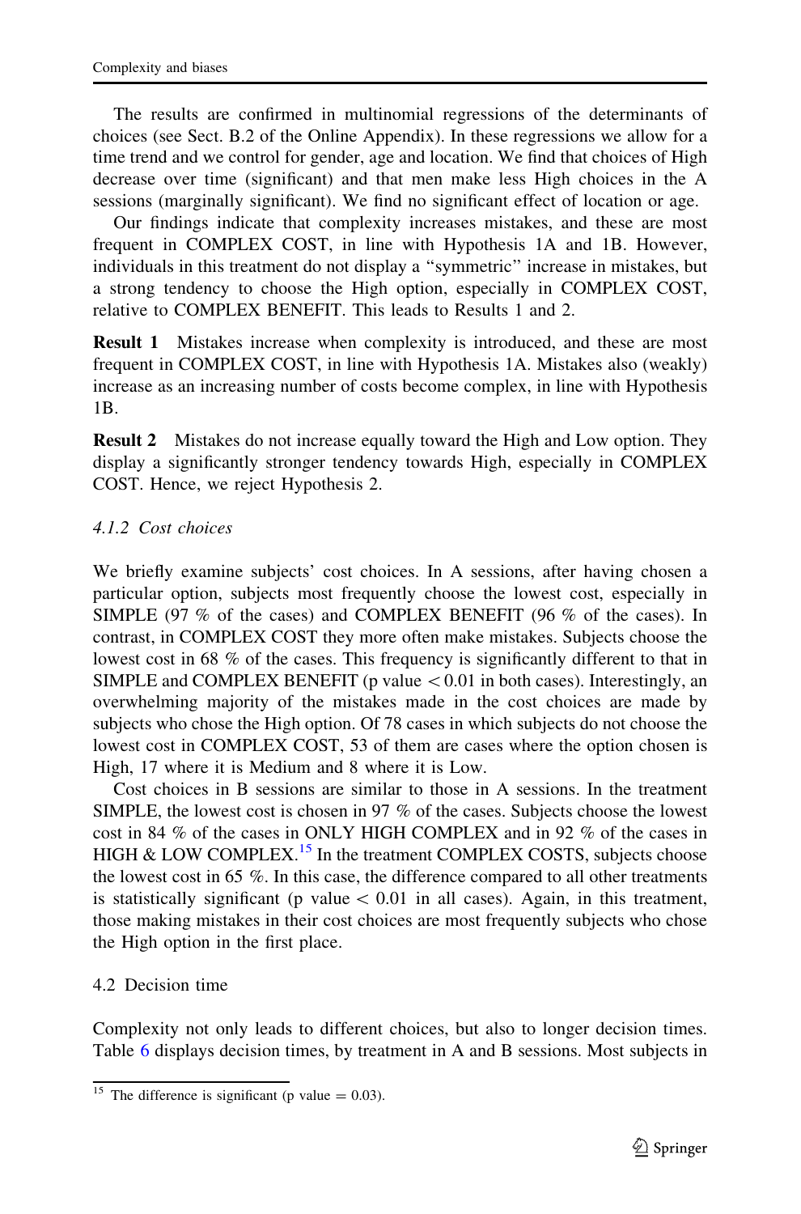The results are confirmed in multinomial regressions of the determinants of choices (see Sect. B.2 of the Online Appendix). In these regressions we allow for a time trend and we control for gender, age and location. We find that choices of High decrease over time (significant) and that men make less High choices in the A sessions (marginally significant). We find no significant effect of location or age.

Our findings indicate that complexity increases mistakes, and these are most frequent in COMPLEX COST, in line with Hypothesis 1A and 1B. However, individuals in this treatment do not display a "symmetric" increase in mistakes, but a strong tendency to choose the High option, especially in COMPLEX COST, relative to COMPLEX BENEFIT. This leads to Results 1 and 2.

**Result 1** Mistakes increase when complexity is introduced, and these are most frequent in COMPLEX COST, in line with Hypothesis 1A. Mistakes also (weakly) increase as an increasing number of costs become complex, in line with Hypothesis 1B.

**Result 2** Mistakes do not increase equally toward the High and Low option. They display a significantly stronger tendency towards High, especially in COMPLEX COST. Hence, we reject Hypothesis 2.

#### *4.1.2 Cost choices*

We briefly examine subjects' cost choices. In A sessions, after having chosen a particular option, subjects most frequently choose the lowest cost, especially in SIMPLE (97 % of the cases) and COMPLEX BENEFIT (96 % of the cases). In contrast, in COMPLEX COST they more often make mistakes. Subjects choose the lowest cost in 68 % of the cases. This frequency is significantly different to that in SIMPLE and COMPLEX BENEFIT (p value $< 0.01$ in both cases). Interestingly, an overwhelming majority of the mistakes made in the cost choices are made by subjects who chose the High option. Of 78 cases in which subjects do not choose the lowest cost in COMPLEX COST, 53 of them are cases where the option chosen is High, 17 where it is Medium and 8 where it is Low.

Cost choices in B sessions are similar to those in A sessions. In the treatment SIMPLE, the lowest cost is chosen in 97 % of the cases. Subjects choose the lowest cost in 84 % of the cases in ONLY HIGH COMPLEX and in 92 % of the cases in HIGH & LOW COMPLEX.[15] In the treatment COMPLEX COSTS, subjects choose the lowest cost in 65 %. In this case, the difference compared to all other treatments is statistically significant (p value $< 0.01$ in all cases). Again, in this treatment, those making mistakes in their cost choices are most frequently subjects who chose the High option in the first place.

### 4.2 Decision time

Complexity not only leads to different choices, but also to longer decision times. Table 6 displays decision times, by treatment in A and B sessions. Most subjects in

[15] The difference is significant (p value = 0.03).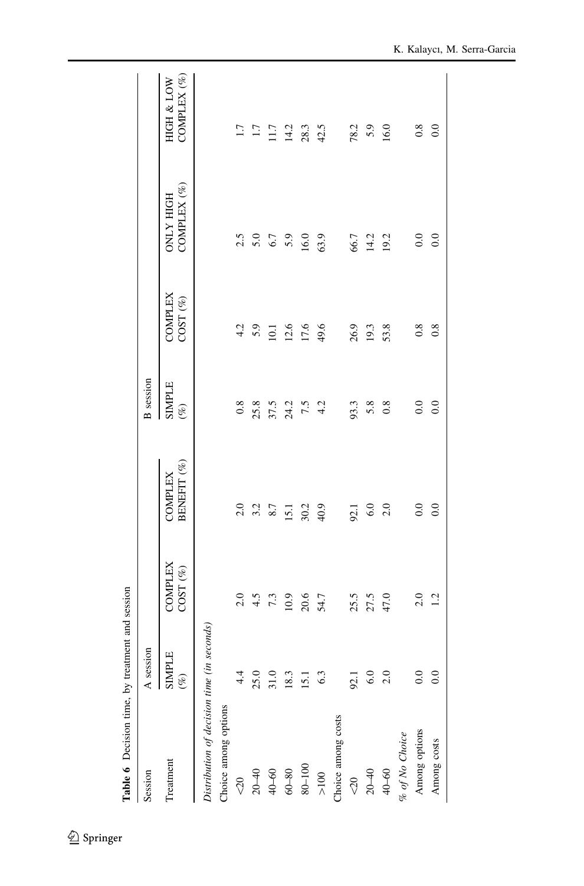**Table 6** Decision time, by treatment and session

| Session | A session | | | B session | | | |
|---|---|---|---|---|---|---|---|
| Treatment | SIMPLE (%) | COMPLEX COST (%) | COMPLEX BENEFIT (%) | SIMPLE (%) | COMPLEX COST (%) | ONLY HIGH COMPLEX (%) | HIGH & LOW COMPLEX (%) |
| *Distribution of decision time (in seconds)* | | | | | | | |
| Choice among options | | | | | | | |
| <20 | 4.4 | 2.0 | 2.0 | 0.8 | 4.2 | 2.5 | 1.7 |
| 20–40 | 25.0 | 4.5 | 3.2 | 25.8 | 5.9 | 5.0 | 1.7 |
| 40–60 | 31.0 | 7.3 | 8.7 | 37.5 | 10.1 | 6.7 | 11.7 |
| 60–80 | 18.3 | 10.9 | 15.1 | 24.2 | 12.6 | 5.9 | 14.2 |
| 80–100 | 15.1 | 20.6 | 30.2 | 7.5 | 17.6 | 16.0 | 28.3 |
| >100 | 6.3 | 54.7 | 40.9 | 4.2 | 49.6 | 63.9 | 42.5 |
| Choice among costs | | | | | | | |
| <20 | 92.1 | 25.5 | 92.1 | 93.3 | 26.9 | 66.7 | 78.2 |
| 20–40 | 6.0 | 27.5 | 6.0 | 5.8 | 19.3 | 14.2 | 5.9 |
| 40–60 | 2.0 | 47.0 | 2.0 | 0.8 | 53.8 | 19.2 | 16.0 |
| *% of No Choice* | | | | | | | |
| Among options | 0.0 | 2.0 | 0.0 | 0.0 | 0.8 | 0.0 | 0.8 |
| Among costs | 0.0 | 1.2 | 0.0 | 0.0 | 0.8 | 0.0 | 0.0 |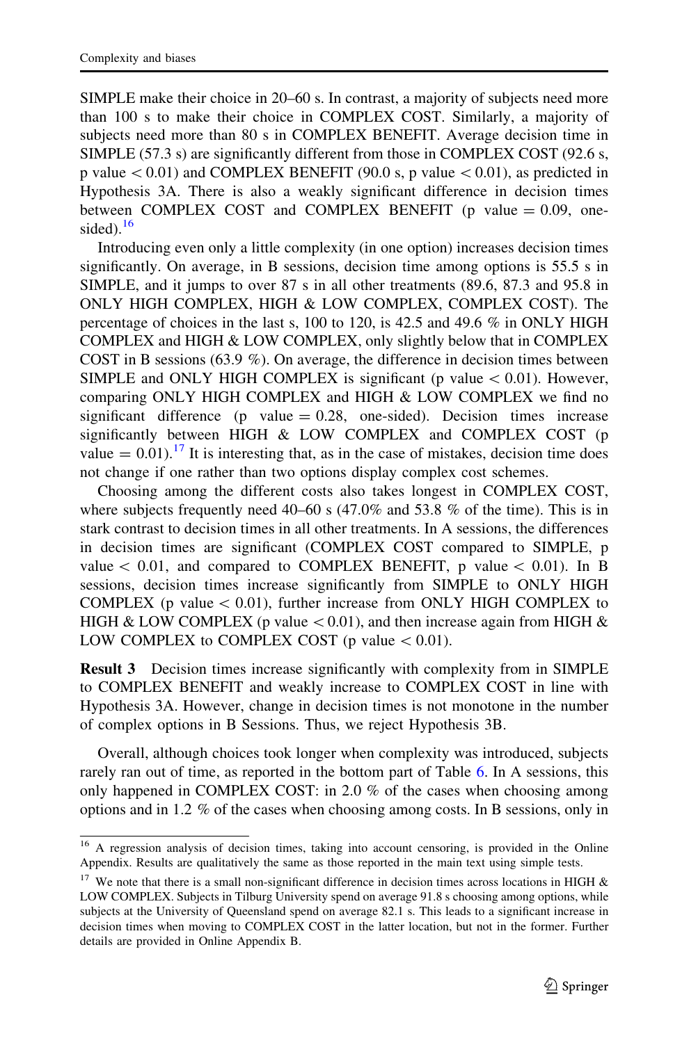SIMPLE make their choice in 20–60 s. In contrast, a majority of subjects need more than 100 s to make their choice in COMPLEX COST. Similarly, a majority of subjects need more than 80 s in COMPLEX BENEFIT. Average decision time in SIMPLE (57.3 s) are significantly different from those in COMPLEX COST (92.6 s, p value $< 0.01$) and COMPLEX BENEFIT (90.0 s, p value $< 0.01$), as predicted in Hypothesis 3A. There is also a weakly significant difference in decision times between COMPLEX COST and COMPLEX BENEFIT (p value $= 0.09$, one-sided).[16]

Introducing even only a little complexity (in one option) increases decision times significantly. On average, in B sessions, decision time among options is 55.5 s in SIMPLE, and it jumps to over 87 s in all other treatments (89.6, 87.3 and 95.8 in ONLY HIGH COMPLEX, HIGH & LOW COMPLEX, COMPLEX COST). The percentage of choices in the last s, 100 to 120, is 42.5 and 49.6 % in ONLY HIGH COMPLEX and HIGH & LOW COMPLEX, only slightly below that in COMPLEX COST in B sessions (63.9 %). On average, the difference in decision times between SIMPLE and ONLY HIGH COMPLEX is significant (p value $< 0.01$). However, comparing ONLY HIGH COMPLEX and HIGH & LOW COMPLEX we find no significant difference (p value $= 0.28$, one-sided). Decision times increase significantly between HIGH & LOW COMPLEX and COMPLEX COST (p value $= 0.01$).[17] It is interesting that, as in the case of mistakes, decision time does not change if one rather than two options display complex cost schemes.

Choosing among the different costs also takes longest in COMPLEX COST, where subjects frequently need 40–60 s (47.0% and 53.8 % of the time). This is in stark contrast to decision times in all other treatments. In A sessions, the differences in decision times are significant (COMPLEX COST compared to SIMPLE, p value $< 0.01$, and compared to COMPLEX BENEFIT, p value $< 0.01$). In B sessions, decision times increase significantly from SIMPLE to ONLY HIGH COMPLEX (p value $< 0.01$), further increase from ONLY HIGH COMPLEX to HIGH & LOW COMPLEX (p value $< 0.01$), and then increase again from HIGH & LOW COMPLEX to COMPLEX COST (p value $< 0.01$).

**Result 3** Decision times increase significantly with complexity from in SIMPLE to COMPLEX BENEFIT and weakly increase to COMPLEX COST in line with Hypothesis 3A. However, change in decision times is not monotone in the number of complex options in B Sessions. Thus, we reject Hypothesis 3B.

Overall, although choices took longer when complexity was introduced, subjects rarely ran out of time, as reported in the bottom part of Table 6. In A sessions, this only happened in COMPLEX COST: in 2.0 % of the cases when choosing among options and in 1.2 % of the cases when choosing among costs. In B sessions, only in

---

[16] A regression analysis of decision times, taking into account censoring, is provided in the Online Appendix. Results are qualitatively the same as those reported in the main text using simple tests.

[17] We note that there is a small non-significant difference in decision times across locations in HIGH & LOW COMPLEX. Subjects in Tilburg University spend on average 91.8 s choosing among options, while subjects at the University of Queensland spend on average 82.1 s. This leads to a significant increase in decision times when moving to COMPLEX COST in the latter location, but not in the former. Further details are provided in Online Appendix B.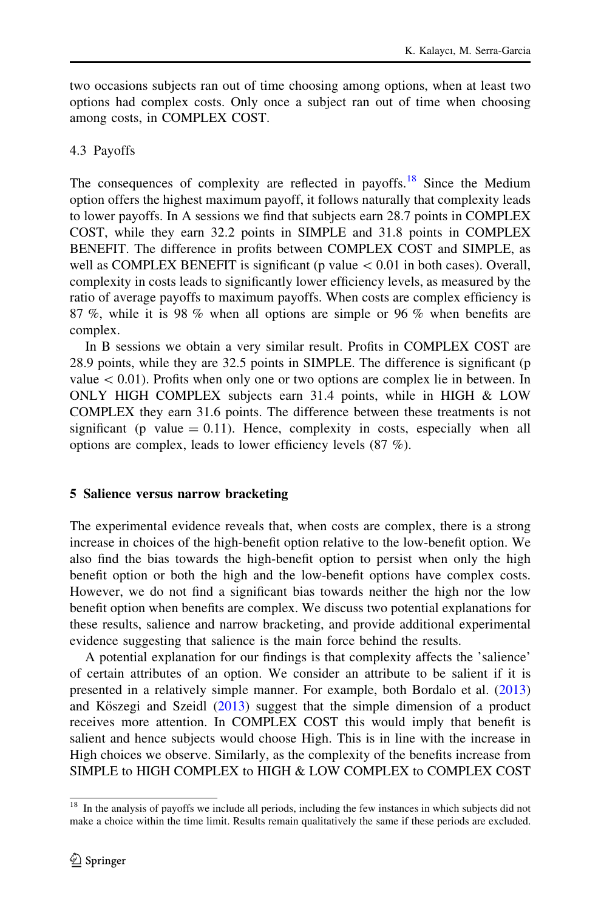two occasions subjects ran out of time choosing among options, when at least two options had complex costs. Only once a subject ran out of time when choosing among costs, in COMPLEX COST.

4.3 Payoffs

The consequences of complexity are reflected in payoffs.[18] Since the Medium option offers the highest maximum payoff, it follows naturally that complexity leads to lower payoffs. In A sessions we find that subjects earn 28.7 points in COMPLEX COST, while they earn 32.2 points in SIMPLE and 31.8 points in COMPLEX BENEFIT. The difference in profits between COMPLEX COST and SIMPLE, as well as COMPLEX BENEFIT is significant (p value $< 0.01$ in both cases). Overall, complexity in costs leads to significantly lower efficiency levels, as measured by the ratio of average payoffs to maximum payoffs. When costs are complex efficiency is 87 %, while it is 98 % when all options are simple or 96 % when benefits are complex.

In B sessions we obtain a very similar result. Profits in COMPLEX COST are 28.9 points, while they are 32.5 points in SIMPLE. The difference is significant (p value $< 0.01$). Profits when only one or two options are complex lie in between. In ONLY HIGH COMPLEX subjects earn 31.4 points, while in HIGH & LOW COMPLEX they earn 31.6 points. The difference between these treatments is not significant (p value $= 0.11$). Hence, complexity in costs, especially when all options are complex, leads to lower efficiency levels (87 %).

## 5 Salience versus narrow bracketing

The experimental evidence reveals that, when costs are complex, there is a strong increase in choices of the high-benefit option relative to the low-benefit option. We also find the bias towards the high-benefit option to persist when only the high benefit option or both the high and the low-benefit options have complex costs. However, we do not find a significant bias towards neither the high nor the low benefit option when benefits are complex. We discuss two potential explanations for these results, salience and narrow bracketing, and provide additional experimental evidence suggesting that salience is the main force behind the results.

A potential explanation for our findings is that complexity affects the 'salience' of certain attributes of an option. We consider an attribute to be salient if it is presented in a relatively simple manner. For example, both Bordalo et al. (2013) and Köszegi and Szeidl (2013) suggest that the simple dimension of a product receives more attention. In COMPLEX COST this would imply that benefit is salient and hence subjects would choose High. This is in line with the increase in High choices we observe. Similarly, as the complexity of the benefits increase from SIMPLE to HIGH COMPLEX to HIGH & LOW COMPLEX to COMPLEX COST

[18] In the analysis of payoffs we include all periods, including the few instances in which subjects did not make a choice within the time limit. Results remain qualitatively the same if these periods are excluded.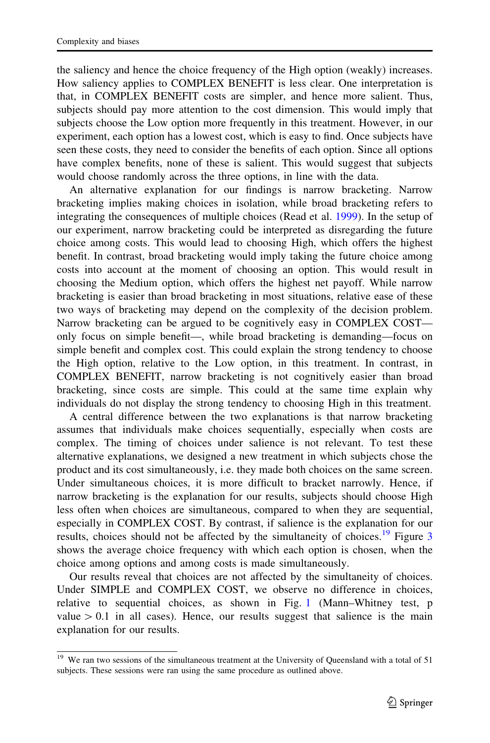the saliency and hence the choice frequency of the High option (weakly) increases. How saliency applies to COMPLEX BENEFIT is less clear. One interpretation is that, in COMPLEX BENEFIT costs are simpler, and hence more salient. Thus, subjects should pay more attention to the cost dimension. This would imply that subjects choose the Low option more frequently in this treatment. However, in our experiment, each option has a lowest cost, which is easy to find. Once subjects have seen these costs, they need to consider the benefits of each option. Since all options have complex benefits, none of these is salient. This would suggest that subjects would choose randomly across the three options, in line with the data.

An alternative explanation for our findings is narrow bracketing. Narrow bracketing implies making choices in isolation, while broad bracketing refers to integrating the consequences of multiple choices (Read et al. 1999). In the setup of our experiment, narrow bracketing could be interpreted as disregarding the future choice among costs. This would lead to choosing High, which offers the highest benefit. In contrast, broad bracketing would imply taking the future choice among costs into account at the moment of choosing an option. This would result in choosing the Medium option, which offers the highest net payoff. While narrow bracketing is easier than broad bracketing in most situations, relative ease of these two ways of bracketing may depend on the complexity of the decision problem. Narrow bracketing can be argued to be cognitively easy in COMPLEX COST—only focus on simple benefit—, while broad bracketing is demanding—focus on simple benefit and complex cost. This could explain the strong tendency to choose the High option, relative to the Low option, in this treatment. In contrast, in COMPLEX BENEFIT, narrow bracketing is not cognitively easier than broad bracketing, since costs are simple. This could at the same time explain why individuals do not display the strong tendency to choosing High in this treatment.

A central difference between the two explanations is that narrow bracketing assumes that individuals make choices sequentially, especially when costs are complex. The timing of choices under salience is not relevant. To test these alternative explanations, we designed a new treatment in which subjects chose the product and its cost simultaneously, i.e. they made both choices on the same screen. Under simultaneous choices, it is more difficult to bracket narrowly. Hence, if narrow bracketing is the explanation for our results, subjects should choose High less often when choices are simultaneous, compared to when they are sequential, especially in COMPLEX COST. By contrast, if salience is the explanation for our results, choices should not be affected by the simultaneity of choices.[19] Figure 3 shows the average choice frequency with which each option is chosen, when the choice among options and among costs is made simultaneously.

Our results reveal that choices are not affected by the simultaneity of choices. Under SIMPLE and COMPLEX COST, we observe no difference in choices, relative to sequential choices, as shown in Fig. 1 (Mann–Whitney test, p value $> 0.1$ in all cases). Hence, our results suggest that salience is the main explanation for our results.

---

[19] We ran two sessions of the simultaneous treatment at the University of Queensland with a total of 51 subjects. These sessions were ran using the same procedure as outlined above.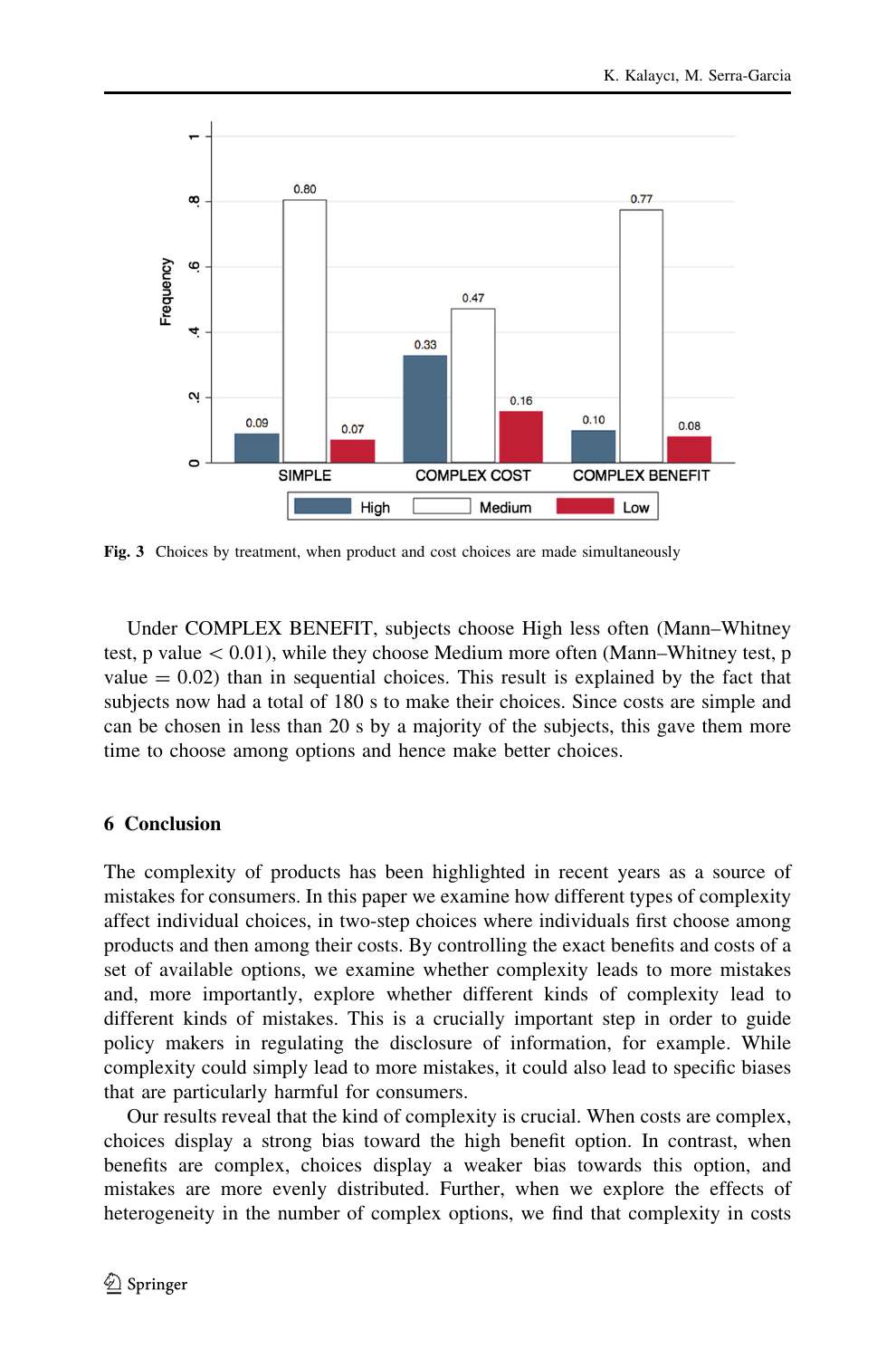Fig. 3 Choices by treatment, when product and cost choices are made simultaneously

Under COMPLEX BENEFIT, subjects choose High less often (Mann–Whitney test, p value $< 0.01$), while they choose Medium more often (Mann–Whitney test, p value $= 0.02$) than in sequential choices. This result is explained by the fact that subjects now had a total of 180 s to make their choices. Since costs are simple and can be chosen in less than 20 s by a majority of the subjects, this gave them more time to choose among options and hence make better choices.

## 6 Conclusion

The complexity of products has been highlighted in recent years as a source of mistakes for consumers. In this paper we examine how different types of complexity affect individual choices, in two-step choices where individuals first choose among products and then among their costs. By controlling the exact benefits and costs of a set of available options, we examine whether complexity leads to more mistakes and, more importantly, explore whether different kinds of complexity lead to different kinds of mistakes. This is a crucially important step in order to guide policy makers in regulating the disclosure of information, for example. While complexity could simply lead to more mistakes, it could also lead to specific biases that are particularly harmful for consumers.

Our results reveal that the kind of complexity is crucial. When costs are complex, choices display a strong bias toward the high benefit option. In contrast, when benefits are complex, choices display a weaker bias towards this option, and mistakes are more evenly distributed. Further, when we explore the effects of heterogeneity in the number of complex options, we find that complexity in costs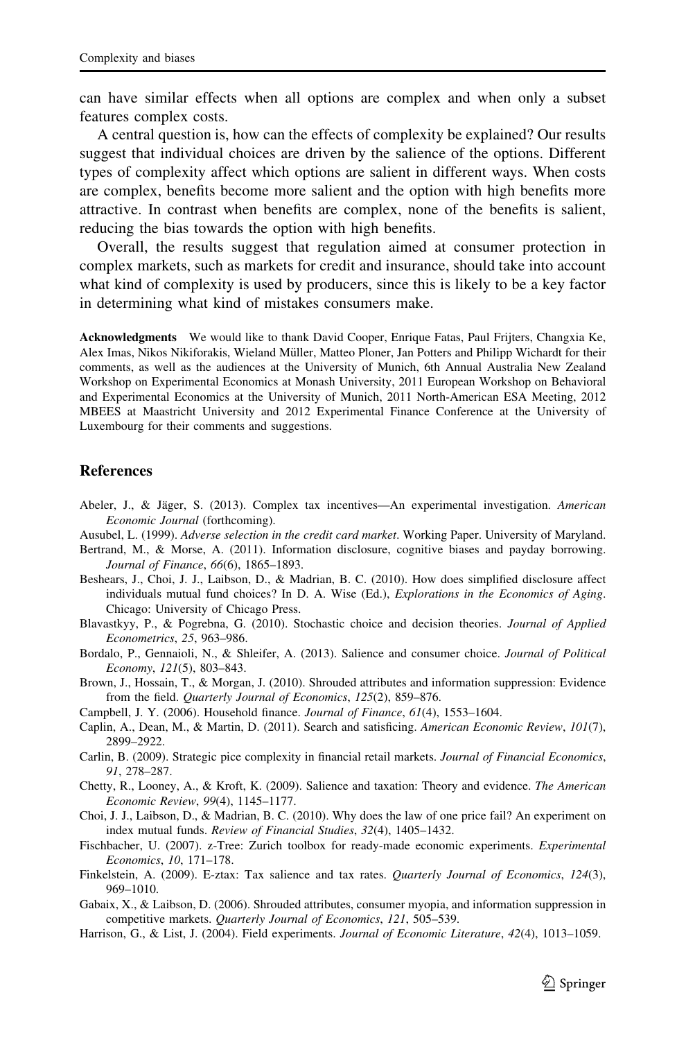can have similar effects when all options are complex and when only a subset features complex costs.

A central question is, how can the effects of complexity be explained? Our results suggest that individual choices are driven by the salience of the options. Different types of complexity affect which options are salient in different ways. When costs are complex, benefits become more salient and the option with high benefits more attractive. In contrast when benefits are complex, none of the benefits is salient, reducing the bias towards the option with high benefits.

Overall, the results suggest that regulation aimed at consumer protection in complex markets, such as markets for credit and insurance, should take into account what kind of complexity is used by producers, since this is likely to be a key factor in determining what kind of mistakes consumers make.

**Acknowledgments** We would like to thank David Cooper, Enrique Fatas, Paul Frijters, Changxia Ke, Alex Imas, Nikos Nikiforakis, Wieland Müller, Matteo Ploner, Jan Potters and Philipp Wichardt for their comments, as well as the audiences at the University of Munich, 6th Annual Australia New Zealand Workshop on Experimental Economics at Monash University, 2011 European Workshop on Behavioral and Experimental Economics at the University of Munich, 2011 North-American ESA Meeting, 2012 MBEES at Maastricht University and 2012 Experimental Finance Conference at the University of Luxembourg for their comments and suggestions.

## References

Abeler, J., & Jäger, S. (2013). Complex tax incentives—An experimental investigation. *American Economic Journal* (forthcoming).

Ausubel, L. (1999). *Adverse selection in the credit card market*. Working Paper. University of Maryland.

Bertrand, M., & Morse, A. (2011). Information disclosure, cognitive biases and payday borrowing. *Journal of Finance*, *66*(6), 1865–1893.

Beshears, J., Choi, J. J., Laibson, D., & Madrian, B. C. (2010). How does simplified disclosure affect individuals mutual fund choices? In D. A. Wise (Ed.), *Explorations in the Economics of Aging*. Chicago: University of Chicago Press.

Blavastkyy, P., & Pogrebna, G. (2010). Stochastic choice and decision theories. *Journal of Applied Econometrics*, *25*, 963–986.

Bordalo, P., Gennaioli, N., & Shleifer, A. (2013). Salience and consumer choice. *Journal of Political Economy*, *121*(5), 803–843.

Brown, J., Hossain, T., & Morgan, J. (2010). Shrouded attributes and information suppression: Evidence from the field. *Quarterly Journal of Economics*, *125*(2), 859–876.

Campbell, J. Y. (2006). Household finance. *Journal of Finance*, *61*(4), 1553–1604.

Caplin, A., Dean, M., & Martin, D. (2011). Search and satisficing. *American Economic Review*, *101*(7), 2899–2922.

Carlin, B. (2009). Strategic pice complexity in financial retail markets. *Journal of Financial Economics*, *91*, 278–287.

Chetty, R., Looney, A., & Kroft, K. (2009). Salience and taxation: Theory and evidence. *The American Economic Review*, *99*(4), 1145–1177.

Choi, J. J., Laibson, D., & Madrian, B. C. (2010). Why does the law of one price fail? An experiment on index mutual funds. *Review of Financial Studies*, *32*(4), 1405–1432.

Fischbacher, U. (2007). z-Tree: Zurich toolbox for ready-made economic experiments. *Experimental Economics*, *10*, 171–178.

Finkelstein, A. (2009). E-ztax: Tax salience and tax rates. *Quarterly Journal of Economics*, *124*(3), 969–1010.

Gabaix, X., & Laibson, D. (2006). Shrouded attributes, consumer myopia, and information suppression in competitive markets. *Quarterly Journal of Economics*, *121*, 505–539.

Harrison, G., & List, J. (2004). Field experiments. *Journal of Economic Literature*, *42*(4), 1013–1059.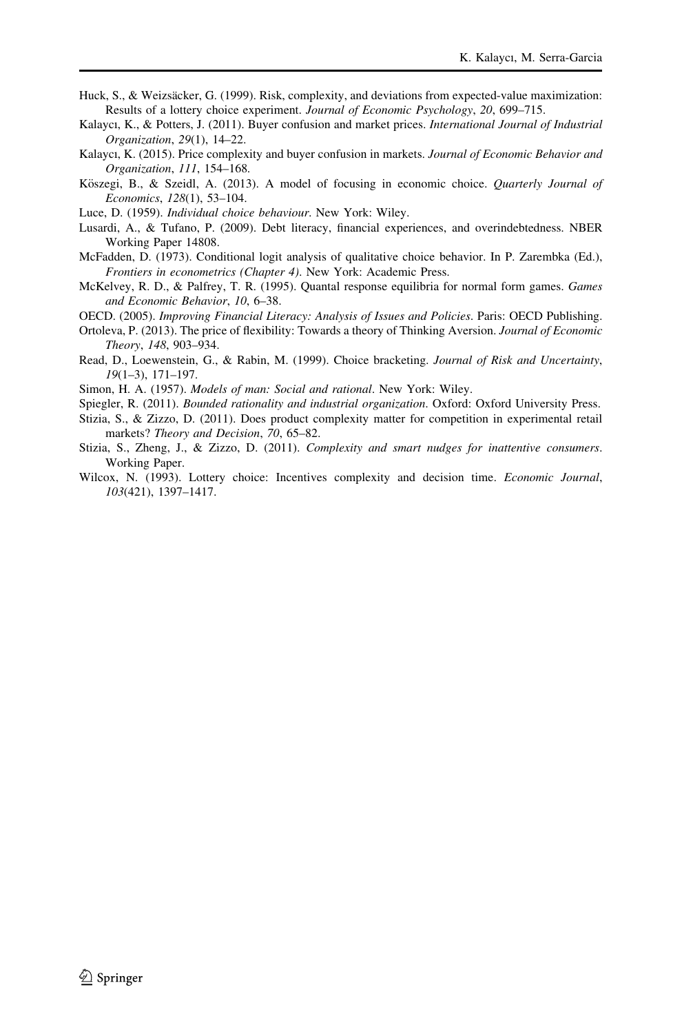Huck, S., & Weizsäcker, G. (1999). Risk, complexity, and deviations from expected-value maximization: Results of a lottery choice experiment. *Journal of Economic Psychology*, *20*, 699–715.

Kalaycı, K., & Potters, J. (2011). Buyer confusion and market prices. *International Journal of Industrial Organization*, *29*(1), 14–22.

Kalaycı, K. (2015). Price complexity and buyer confusion in markets. *Journal of Economic Behavior and Organization*, *111*, 154–168.

Köszegi, B., & Szeidl, A. (2013). A model of focusing in economic choice. *Quarterly Journal of Economics*, *128*(1), 53–104.

Luce, D. (1959). *Individual choice behaviour*. New York: Wiley.

Lusardi, A., & Tufano, P. (2009). Debt literacy, financial experiences, and overindebtedness. NBER Working Paper 14808.

McFadden, D. (1973). Conditional logit analysis of qualitative choice behavior. In P. Zarembka (Ed.), *Frontiers in econometrics (Chapter 4)*. New York: Academic Press.

McKelvey, R. D., & Palfrey, T. R. (1995). Quantal response equilibria for normal form games. *Games and Economic Behavior*, *10*, 6–38.

OECD. (2005). *Improving Financial Literacy: Analysis of Issues and Policies*. Paris: OECD Publishing.

Ortoleva, P. (2013). The price of flexibility: Towards a theory of Thinking Aversion. *Journal of Economic Theory*, *148*, 903–934.

Read, D., Loewenstein, G., & Rabin, M. (1999). Choice bracketing. *Journal of Risk and Uncertainty*, *19*(1–3), 171–197.

Simon, H. A. (1957). *Models of man: Social and rational*. New York: Wiley.

Spiegler, R. (2011). *Bounded rationality and industrial organization*. Oxford: Oxford University Press.

Stizia, S., & Zizzo, D. (2011). Does product complexity matter for competition in experimental retail markets? *Theory and Decision*, *70*, 65–82.

Stizia, S., Zheng, J., & Zizzo, D. (2011). *Complexity and smart nudges for inattentive consumers*. Working Paper.

Wilcox, N. (1993). Lottery choice: Incentives complexity and decision time. *Economic Journal*, *103*(421), 1397–1417.